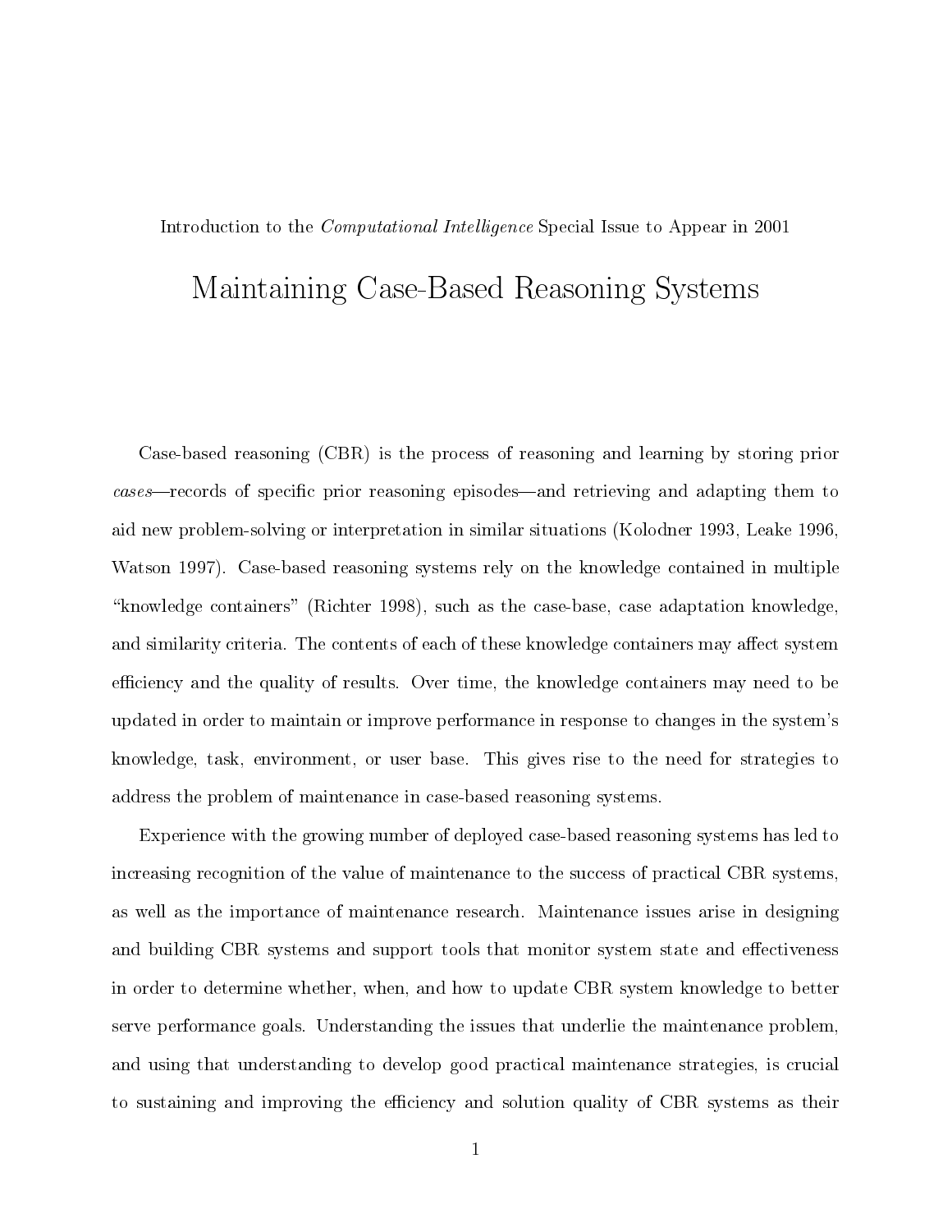Introduction to the *Computational Intelligence* Special Issue to Appear in 2001

# Maintaining Case-Based Reasoning Systems

Case-based reasoning (CBR) is the process of reasoning and learning by storing prior *cases*—records of specific prior reasoning episodes—and retrieving and adapting them to aid new problem-solving or interpretation in similar situations (Kolodner 1993, Leake 1996, Watson 1997). Case-based reasoning systems rely on the knowledge contained in multiple "knowledge containers" (Richter 1998), such as the case-base, case adaptation knowledge, and similarity criteria. The contents of each of these knowledge containers may affect system efficiency and the quality of results. Over time, the knowledge containers may need to be updated in order to maintain or improve performance in response to changes in the system's knowledge, task, environment, or user base. This gives rise to the need for strategies to address the problem of maintenance in case-based reasoning systems.

Experience with the growing number of deployed case-based reasoning systems has led to increasing recognition of the value of maintenance to the success of practical CBR systems, as well as the importance of maintenance research. Maintenance issues arise in designing and building CBR systems and support tools that monitor system state and effectiveness in order to determine whether, when, and how to update CBR system knowledge to better serve performance goals. Understanding the issues that underlie the maintenance problem, and using that understanding to develop good practical maintenance strategies, is crucial to sustaining and improving the efficiency and solution quality of CBR systems as their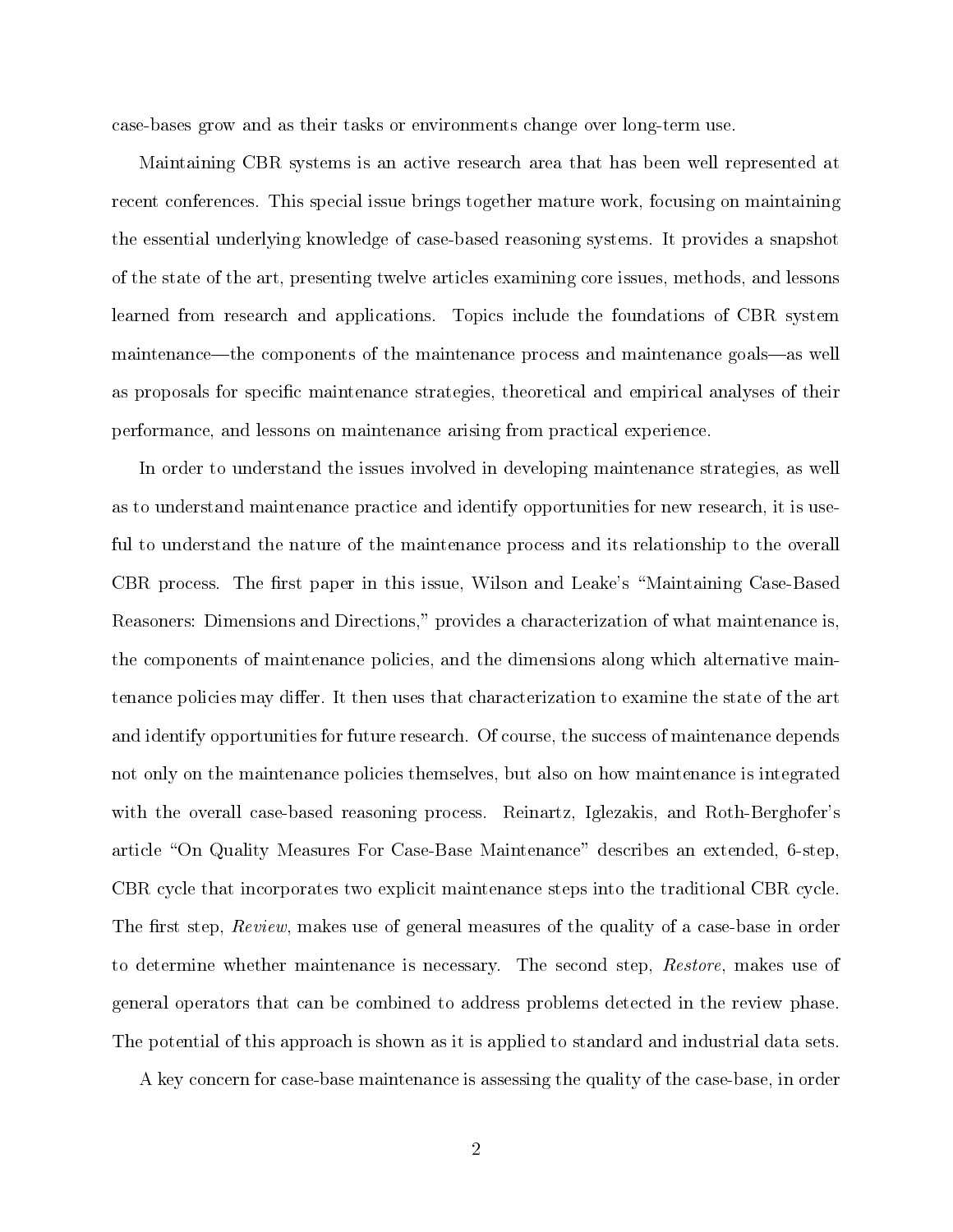case-bases grow and as their tasks or environments change over long-term use.

Maintaining CBR systems is an active research area that has been well represented at recent conferences. This special issue brings together mature work, focusing on maintaining the essential underlying knowledge of case-based reasoning systems. It provides a snapshot of the state of the art, presenting twelve articles examining core issues, methods, and lessons learned from research and applications. Topics include the foundations of CBR system maintenance—the components of the maintenance process and maintenance goals—as well as proposals for specific maintenance strategies, theoretical and empirical analyses of their performance, and lessons on maintenance arising from practical experience.

In order to understand the issues involved in developing maintenance strategies, as well as to understand maintenance practice and identify opportunities for new research, it is useful to understand the nature of the maintenance process and its relationship to the overall CBR process. The first paper in this issue, Wilson and Leake's "Maintaining Case-Based Reasoners: Dimensions and Directions," provides a characterization of what maintenance is, the components of maintenance policies, and the dimensions along which alternative maintenance policies may differ. It then uses that characterization to examine the state of the art and identify opportunities for future research. Of course, the success of maintenance depends not only on the maintenance policies themselves, but also on how maintenance is integrated with the overall case-based reasoning process. Reinartz, Iglezakis, and Roth-Berghofer's article "On Quality Measures For Case-Base Maintenance" describes an extended, 6-step, CBR cycle that incorporates two explicit maintenance steps into the traditional CBR cycle. The first step, *Review*, makes use of general measures of the quality of a case-base in order to determine whether maintenance is necessary. The second step, *Restore*, makes use of general operators that can be combined to address problems detected in the review phase. The potential of this approach is shown as it is applied to standard and industrial data sets.

A key concern for case-base maintenance is assessing the quality of the case-base, in order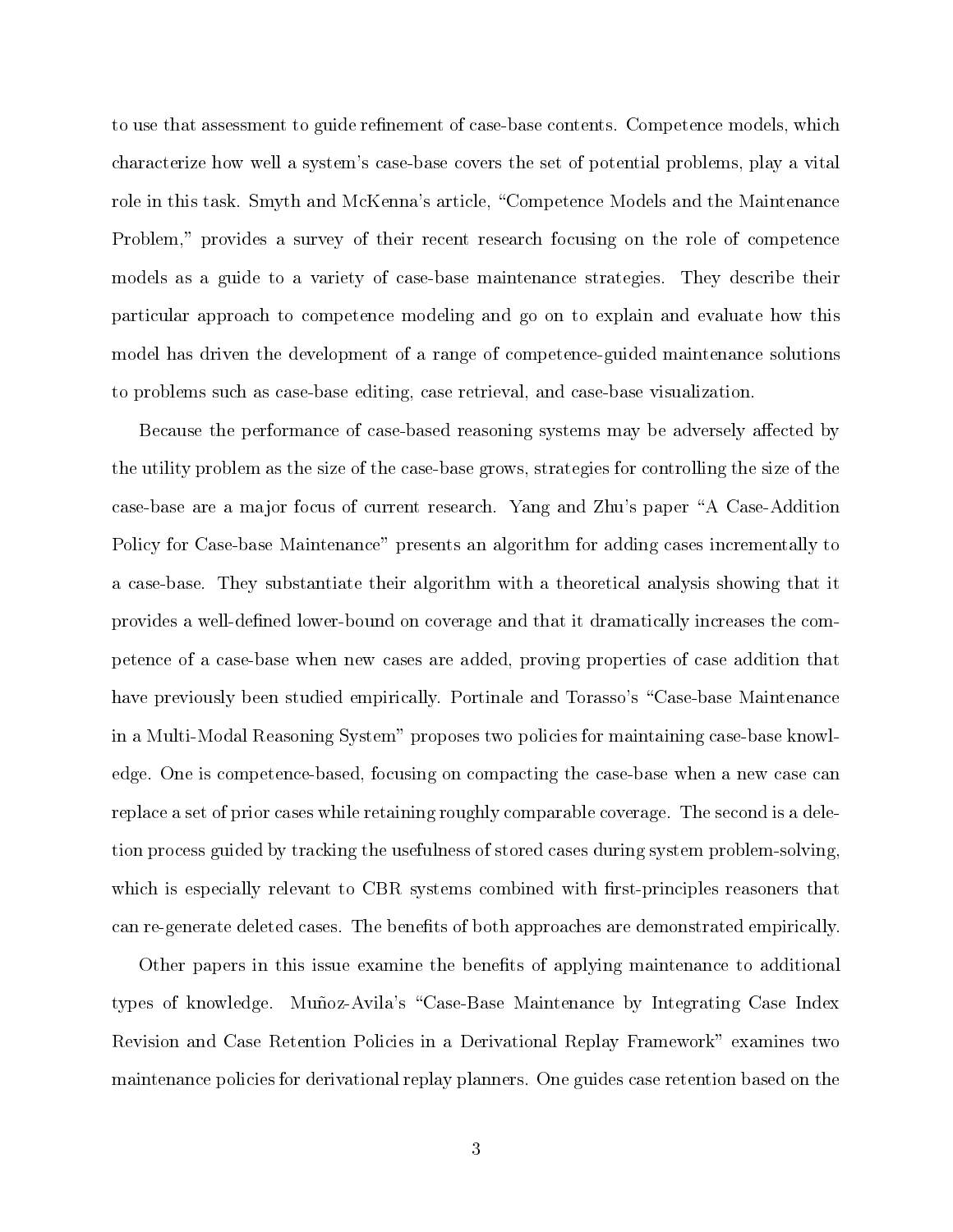to use that assessment to guide refinement of case-base contents. Competence models, which characterize how well a system's case-base covers the set of potential problems, play a vital role in this task. Smyth and McKenna's article, "Competence Models and the Maintenance Problem," provides a survey of their recent research focusing on the role of competence models as a guide to a variety of case-base maintenance strategies. They describe their particular approach to competence modeling and go on to explain and evaluate how this model has driven the development of a range of competence-guided maintenance solutions to problems such as case-base editing, case retrieval, and case-base visualization.

Because the performance of case-based reasoning systems may be adversely affected by the utility problem as the size of the case-base grows, strategies for controlling the size of the case-base are a major focus of current research. Yang and Zhu's paper "A Case-Addition Policy for Case-base Maintenance" presents an algorithm for adding cases incrementally to a case-base. They substantiate their algorithm with a theoretical analysis showing that it provides a well-defined lower-bound on coverage and that it dramatically increases the competence of a case-base when new cases are added, proving properties of case addition that have previously been studied empirically. Portinale and Torasso's "Case-base Maintenance in a Multi-Modal Reasoning System" proposes two policies for maintaining case-base knowledge. One is competence-based, focusing on compacting the case-base when a new case can replace a set of prior cases while retaining roughly comparable coverage. The second is a deletion process guided by tracking the usefulness of stored cases during system problem-solving, which is especially relevant to CBR systems combined with first-principles reasoners that can re-generate deleted cases. The benefits of both approaches are demonstrated empirically.

Other papers in this issue examine the benefits of applying maintenance to additional types of knowledge. Muñoz-Avila's "Case-Base Maintenance by Integrating Case Index Revision and Case Retention Policies in a Derivational Replay Framework" examines two maintenance policies for derivational replay planners. One guides case retention based on the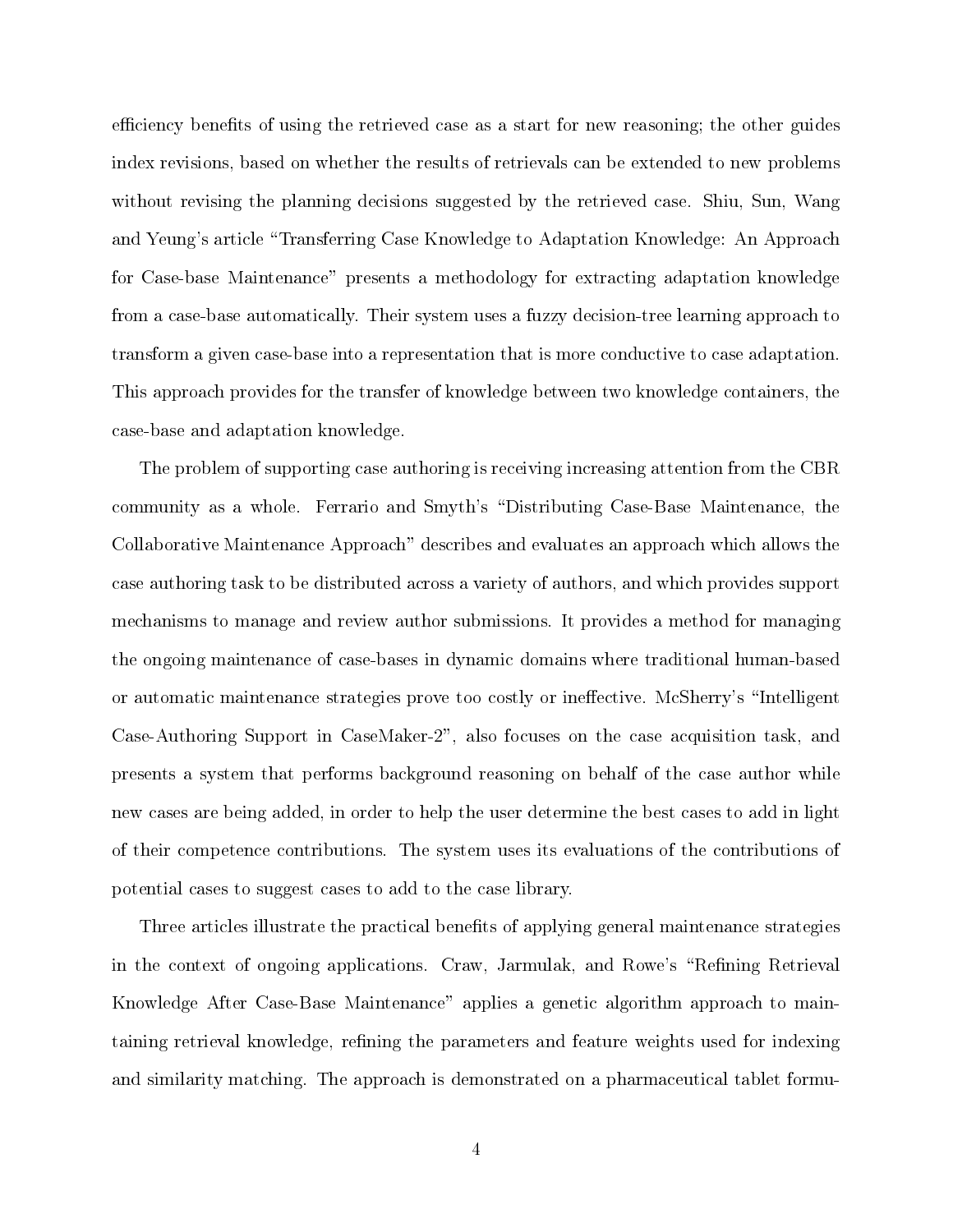efficiency benefits of using the retrieved case as a start for new reasoning; the other guides index revisions, based on whether the results of retrievals can be extended to new problems without revising the planning decisions suggested by the retrieved case. Shiu, Sun, Wang and Yeung's article "Transferring Case Knowledge to Adaptation Knowledge: An Approach for Case-base Maintenance" presents a methodology for extracting adaptation knowledge from a case-base automatically. Their system uses a fuzzy decision-tree learning approach to transform a given case-base into a representation that is more conductive to case adaptation. This approach provides for the transfer of knowledge between two knowledge containers, the case-base and adaptation knowledge.

The problem of supporting case authoring is receiving increasing attention from the CBR community as a whole. Ferrario and Smyth's "Distributing Case-Base Maintenance, the Collaborative Maintenance Approach" describes and evaluates an approach which allows the case authoring task to be distributed across a variety of authors, and which provides support mechanisms to manage and review author submissions. It provides a method for managing the ongoing maintenance of case-bases in dynamic domains where traditional human-based or automatic maintenance strategies prove too costly or ineffective. McSherry's "Intelligent Case-Authoring Support in CaseMaker-2", also focuses on the case acquisition task, and presents a system that performs background reasoning on behalf of the case author while new cases are being added, in order to help the user determine the best cases to add in light of their competence contributions. The system uses its evaluations of the contributions of potential cases to suggest cases to add to the case library.

Three articles illustrate the practical benefits of applying general maintenance strategies in the context of ongoing applications. Craw, Jarmulak, and Rowe's "Refining Retrieval Knowledge After Case-Base Maintenance" applies a genetic algorithm approach to maintaining retrieval knowledge, refining the parameters and feature weights used for indexing and similarity matching. The approach is demonstrated on a pharmaceutical tablet formu-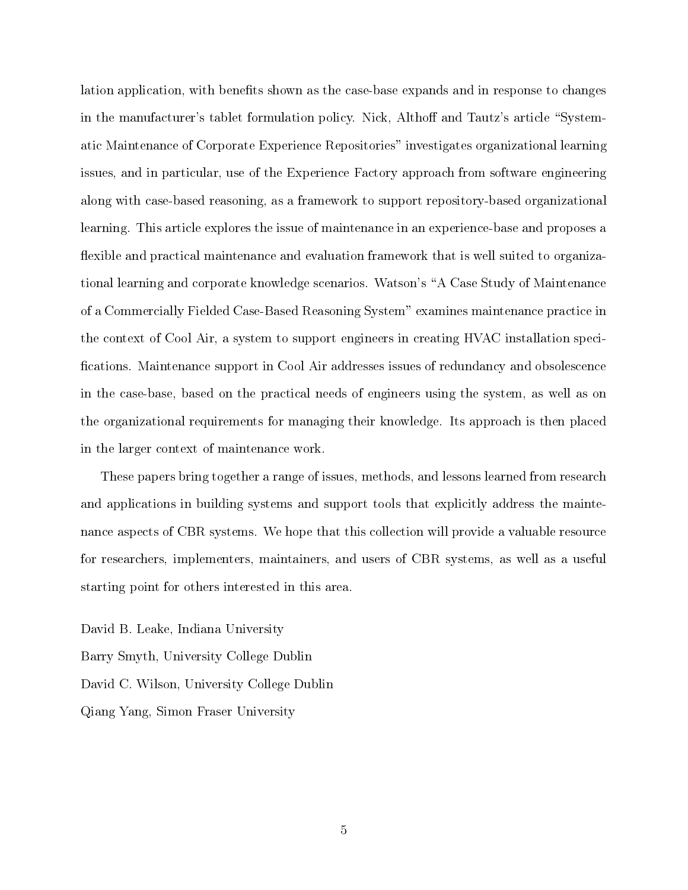lation application, with benefits shown as the case-base expands and in response to changes in the manufacturer's tablet formulation policy. Nick, Althoff and Tautz's article "Systematic Maintenance of Corporate Experience Repositories" investigates organizational learning issues, and in particular, use of the Experience Factory approach from software engineering along with case-based reasoning, as a framework to support repository-based organizational learning. This article explores the issue of maintenance in an experience-base and proposes a flexible and practical maintenance and evaluation framework that is well suited to organizational learning and corporate knowledge scenarios. Watson's "A Case Study of Maintenance of a Commercially Fielded Case-Based Reasoning System" examines maintenance practice in the context of Cool Air, a system to support engineers in creating HVAC installation specifications. Maintenance support in Cool Air addresses issues of redundancy and obsolescence in the case-base, based on the practical needs of engineers using the system, as well as on the organizational requirements for managing their knowledge. Its approach is then placed in the larger context of maintenance work.

These papers bring together a range of issues, methods, and lessons learned from research and applications in building systems and support tools that explicitly address the maintenance aspects of CBR systems. We hope that this collection will provide a valuable resource for researchers, implementers, maintainers, and users of CBR systems, as well as a useful starting point for others interested in this area.

David B. Leake, Indiana University

Barry Smyth, University College Dublin

David C. Wilson, University College Dublin

Qiang Yang, Simon Fraser University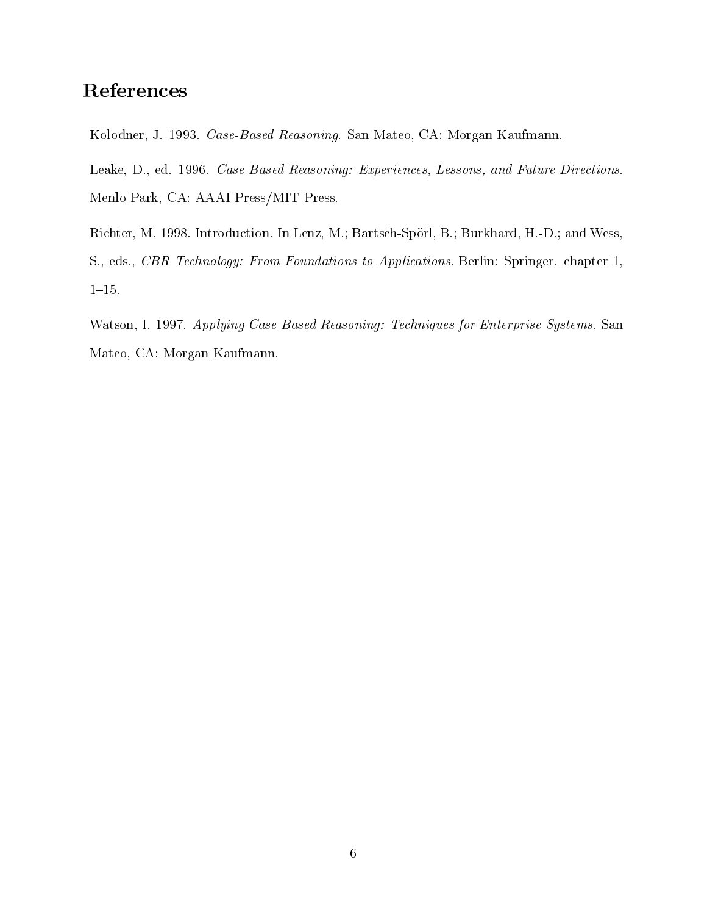# References

Kolodner, J. 1993. *Case-Based Reasoning*. San Mateo, CA: Morgan Kaufmann.

Leake, D., ed. 1996. *Case-Based Reasoning: Experiences, Lessons, and Future Directions*. Menlo Park, CA: AAAI Press/MIT Press.

Richter, M. 1998. Introduction. In Lenz, M.; Bartsch-Spörl, B.; Burkhard, H.-D.; and Wess, S., eds., *CBR Technology: From Foundations to Applications*. Berlin: Springer. chapter 1, 1–15.

Watson, I. 1997. *Applying Case-Based Reasoning: Techniques for Enterprise Systems*. San Mateo, CA: Morgan Kaufmann.